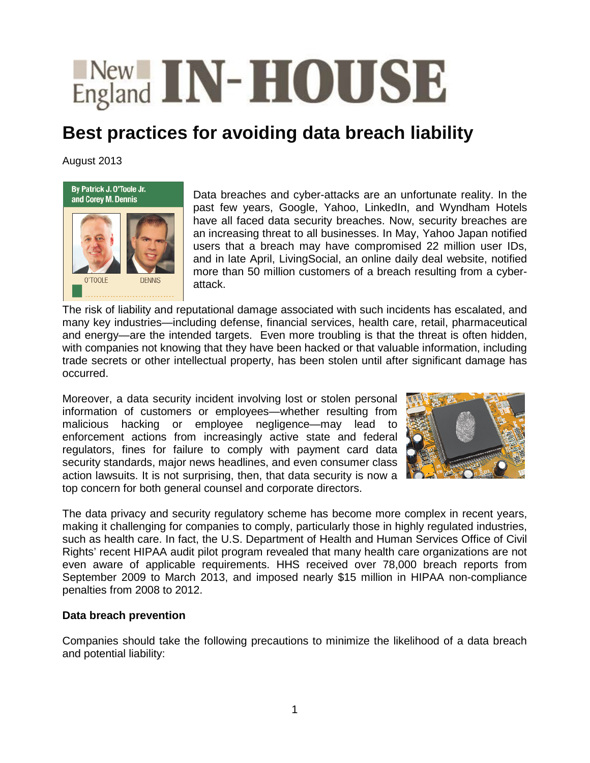# New England IN-HOUSE

## Best practices for avoiding data breach liability

August 2013

By Patrick J. O'Toole Jr. and Corey M. Dennis

O'TOOLE DENNIS

Data breaches and cyber-attacks are an unfortunate reality. In the past few years, Google, Yahoo, LinkedIn, and Wyndham Hotels have all faced data security breaches. Now, security breaches are an increasing threat to all businesses. In May, Yahoo Japan notified users that a breach may have compromised 22 million user IDs, and in late April, LivingSocial, an online daily deal website, notified more than 50 million customers of a breach resulting from a cyber-attack.

The risk of liability and reputational damage associated with such incidents has escalated, and many key industries—including defense, financial services, health care, retail, pharmaceutical and energy—are the intended targets. Even more troubling is that the threat is often hidden, with companies not knowing that they have been hacked or that valuable information, including trade secrets or other intellectual property, has been stolen until after significant damage has occurred.

Moreover, a data security incident involving lost or stolen personal information of customers or employees—whether resulting from malicious hacking or employee negligence—may lead to enforcement actions from increasingly active state and federal regulators, fines for failure to comply with payment card data security standards, major news headlines, and even consumer class action lawsuits. It is not surprising, then, that data security is now a top concern for both general counsel and corporate directors.

The data privacy and security regulatory scheme has become more complex in recent years, making it challenging for companies to comply, particularly those in highly regulated industries, such as health care. In fact, the U.S. Department of Health and Human Services Office of Civil Rights' recent HIPAA audit pilot program revealed that many health care organizations are not even aware of applicable requirements. HHS received over 78,000 breach reports from September 2009 to March 2013, and imposed nearly $15 million in HIPAA non-compliance penalties from 2008 to 2012.

**Data breach prevention**

Companies should take the following precautions to minimize the likelihood of a data breach and potential liability: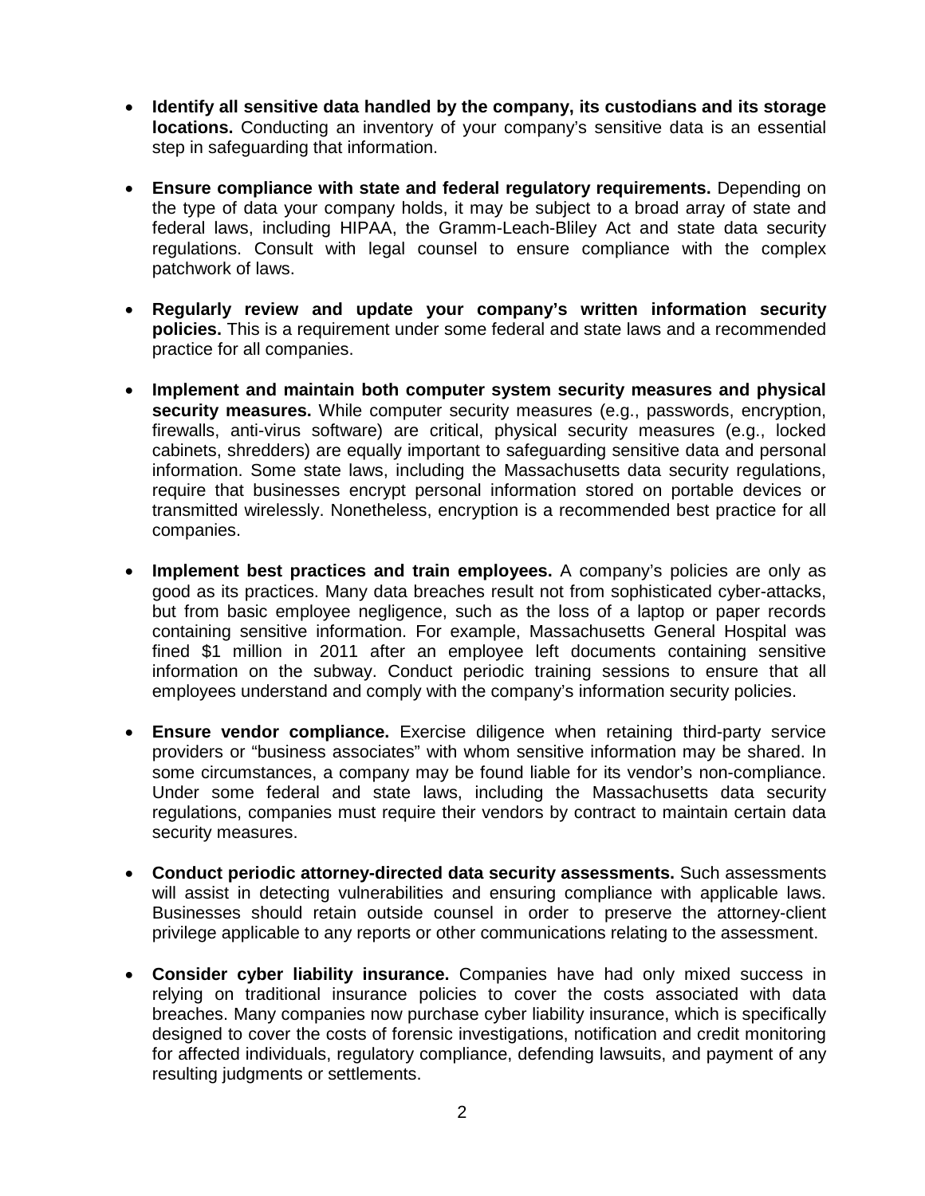- **Identify all sensitive data handled by the company, its custodians and its storage locations.** Conducting an inventory of your company's sensitive data is an essential step in safeguarding that information.

- **Ensure compliance with state and federal regulatory requirements.** Depending on the type of data your company holds, it may be subject to a broad array of state and federal laws, including HIPAA, the Gramm-Leach-Bliley Act and state data security regulations. Consult with legal counsel to ensure compliance with the complex patchwork of laws.

- **Regularly review and update your company's written information security policies.** This is a requirement under some federal and state laws and a recommended practice for all companies.

- **Implement and maintain both computer system security measures and physical security measures.** While computer security measures (e.g., passwords, encryption, firewalls, anti-virus software) are critical, physical security measures (e.g., locked cabinets, shredders) are equally important to safeguarding sensitive data and personal information. Some state laws, including the Massachusetts data security regulations, require that businesses encrypt personal information stored on portable devices or transmitted wirelessly. Nonetheless, encryption is a recommended best practice for all companies.

- **Implement best practices and train employees.** A company's policies are only as good as its practices. Many data breaches result not from sophisticated cyber-attacks, but from basic employee negligence, such as the loss of a laptop or paper records containing sensitive information. For example, Massachusetts General Hospital was fined $1 million in 2011 after an employee left documents containing sensitive information on the subway. Conduct periodic training sessions to ensure that all employees understand and comply with the company's information security policies.

- **Ensure vendor compliance.** Exercise diligence when retaining third-party service providers or "business associates" with whom sensitive information may be shared. In some circumstances, a company may be found liable for its vendor's non-compliance. Under some federal and state laws, including the Massachusetts data security regulations, companies must require their vendors by contract to maintain certain data security measures.

- **Conduct periodic attorney-directed data security assessments.** Such assessments will assist in detecting vulnerabilities and ensuring compliance with applicable laws. Businesses should retain outside counsel in order to preserve the attorney-client privilege applicable to any reports or other communications relating to the assessment.

- **Consider cyber liability insurance.** Companies have had only mixed success in relying on traditional insurance policies to cover the costs associated with data breaches. Many companies now purchase cyber liability insurance, which is specifically designed to cover the costs of forensic investigations, notification and credit monitoring for affected individuals, regulatory compliance, defending lawsuits, and payment of any resulting judgments or settlements.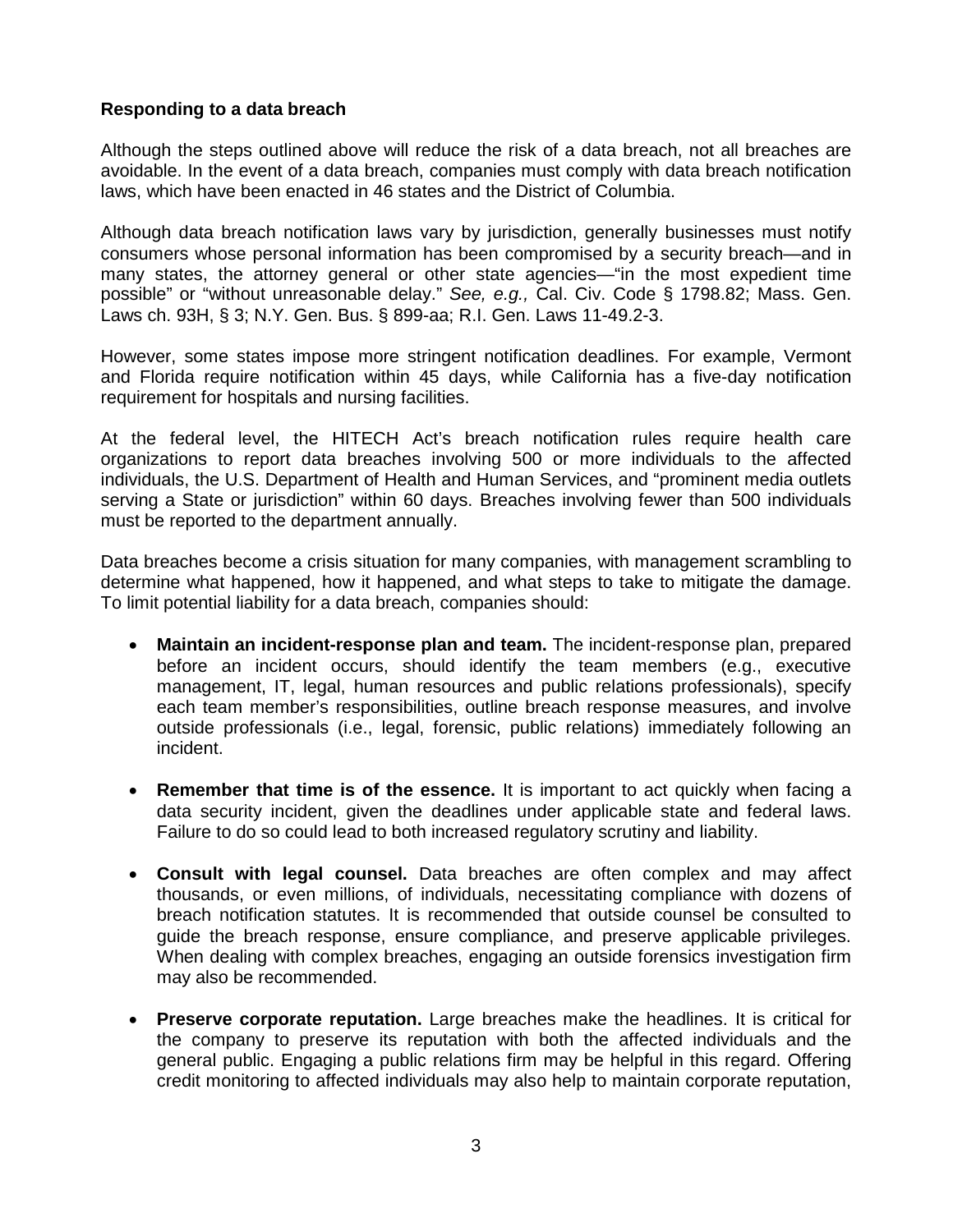### Responding to a data breach

Although the steps outlined above will reduce the risk of a data breach, not all breaches are avoidable. In the event of a data breach, companies must comply with data breach notification laws, which have been enacted in 46 states and the District of Columbia.

Although data breach notification laws vary by jurisdiction, generally businesses must notify consumers whose personal information has been compromised by a security breach—and in many states, the attorney general or other state agencies—"in the most expedient time possible" or "without unreasonable delay." *See, e.g.,* Cal. Civ. Code § 1798.82; Mass. Gen. Laws ch. 93H, § 3; N.Y. Gen. Bus. § 899-aa; R.I. Gen. Laws 11-49.2-3.

However, some states impose more stringent notification deadlines. For example, Vermont and Florida require notification within 45 days, while California has a five-day notification requirement for hospitals and nursing facilities.

At the federal level, the HITECH Act's breach notification rules require health care organizations to report data breaches involving 500 or more individuals to the affected individuals, the U.S. Department of Health and Human Services, and "prominent media outlets serving a State or jurisdiction" within 60 days. Breaches involving fewer than 500 individuals must be reported to the department annually.

Data breaches become a crisis situation for many companies, with management scrambling to determine what happened, how it happened, and what steps to take to mitigate the damage. To limit potential liability for a data breach, companies should:

- **Maintain an incident-response plan and team.** The incident-response plan, prepared before an incident occurs, should identify the team members (e.g., executive management, IT, legal, human resources and public relations professionals), specify each team member's responsibilities, outline breach response measures, and involve outside professionals (i.e., legal, forensic, public relations) immediately following an incident.

- **Remember that time is of the essence.** It is important to act quickly when facing a data security incident, given the deadlines under applicable state and federal laws. Failure to do so could lead to both increased regulatory scrutiny and liability.

- **Consult with legal counsel.** Data breaches are often complex and may affect thousands, or even millions, of individuals, necessitating compliance with dozens of breach notification statutes. It is recommended that outside counsel be consulted to guide the breach response, ensure compliance, and preserve applicable privileges. When dealing with complex breaches, engaging an outside forensics investigation firm may also be recommended.

- **Preserve corporate reputation.** Large breaches make the headlines. It is critical for the company to preserve its reputation with both the affected individuals and the general public. Engaging a public relations firm may be helpful in this regard. Offering credit monitoring to affected individuals may also help to maintain corporate reputation,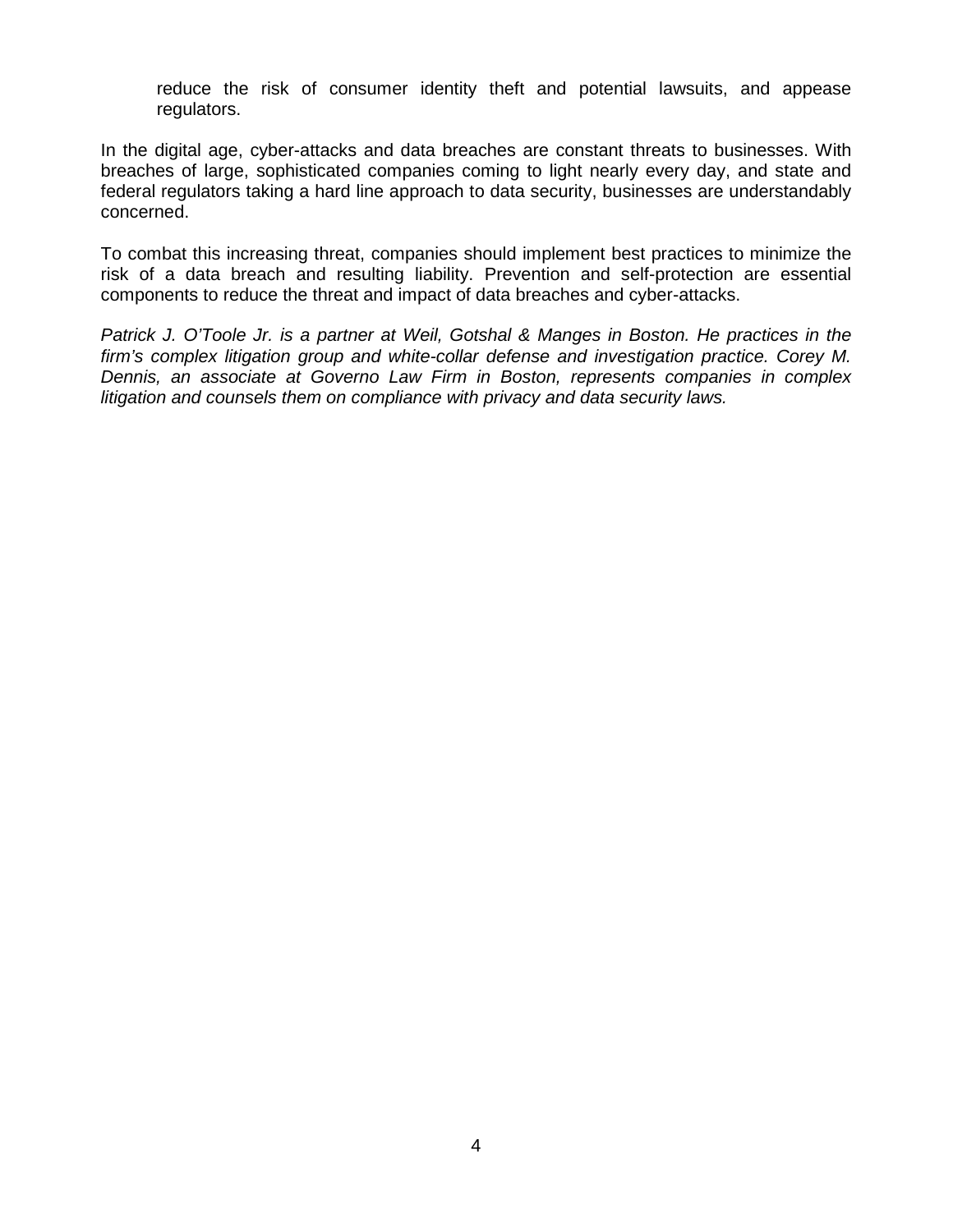reduce the risk of consumer identity theft and potential lawsuits, and appease regulators.

In the digital age, cyber-attacks and data breaches are constant threats to businesses. With breaches of large, sophisticated companies coming to light nearly every day, and state and federal regulators taking a hard line approach to data security, businesses are understandably concerned.

To combat this increasing threat, companies should implement best practices to minimize the risk of a data breach and resulting liability. Prevention and self-protection are essential components to reduce the threat and impact of data breaches and cyber-attacks.

*Patrick J. O'Toole Jr. is a partner at Weil, Gotshal & Manges in Boston. He practices in the firm's complex litigation group and white-collar defense and investigation practice. Corey M. Dennis, an associate at Governo Law Firm in Boston, represents companies in complex litigation and counsels them on compliance with privacy and data security laws.*